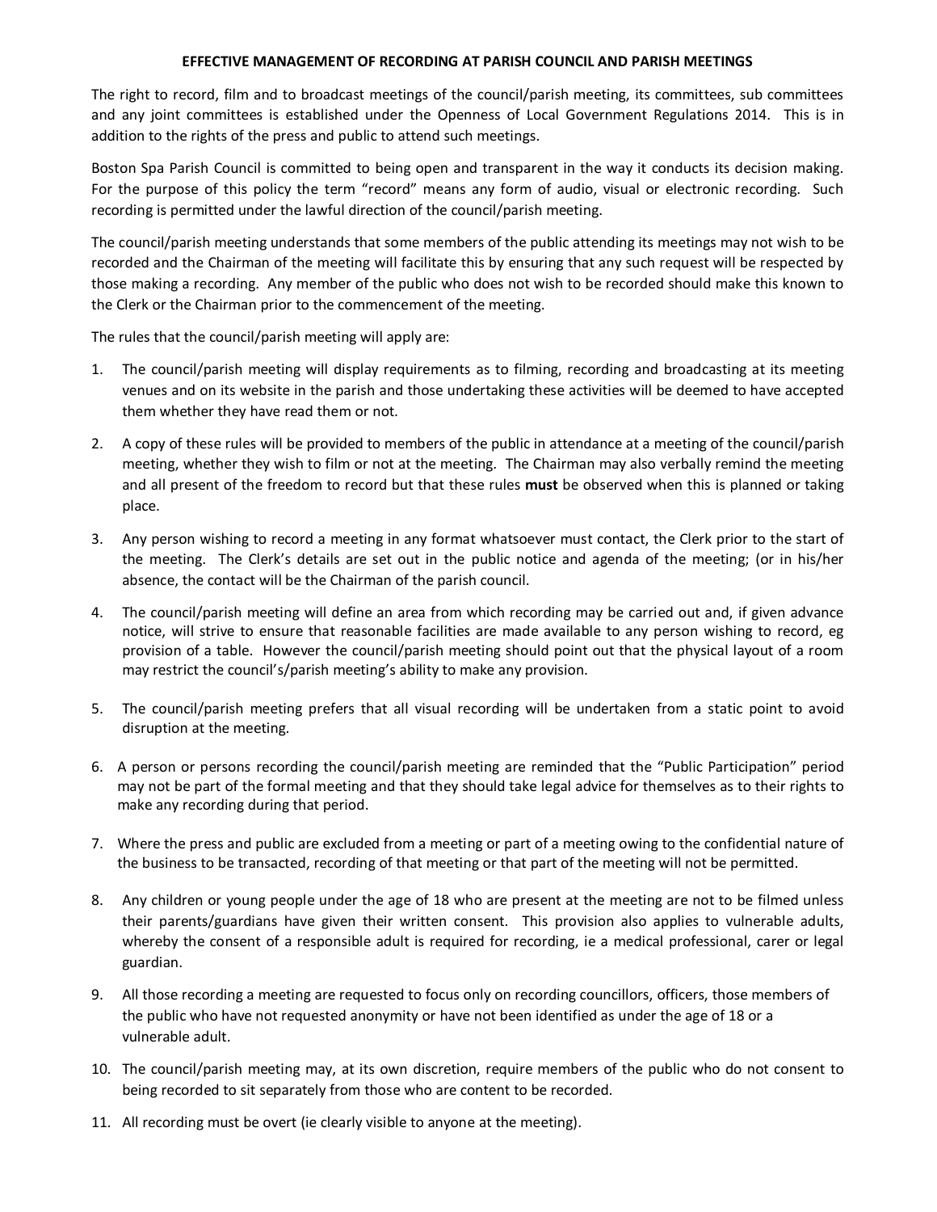# EFFECTIVE MANAGEMENT OF RECORDING AT PARISH COUNCIL AND PARISH MEETINGS

The right to record, film and to broadcast meetings of the council/parish meeting, its committees, sub committees and any joint committees is established under the Openness of Local Government Regulations 2014. This is in addition to the rights of the press and public to attend such meetings.

Boston Spa Parish Council is committed to being open and transparent in the way it conducts its decision making. For the purpose of this policy the term "record" means any form of audio, visual or electronic recording. Such recording is permitted under the lawful direction of the council/parish meeting.

The council/parish meeting understands that some members of the public attending its meetings may not wish to be recorded and the Chairman of the meeting will facilitate this by ensuring that any such request will be respected by those making a recording. Any member of the public who does not wish to be recorded should make this known to the Clerk or the Chairman prior to the commencement of the meeting.

The rules that the council/parish meeting will apply are:

1. The council/parish meeting will display requirements as to filming, recording and broadcasting at its meeting venues and on its website in the parish and those undertaking these activities will be deemed to have accepted them whether they have read them or not.

2. A copy of these rules will be provided to members of the public in attendance at a meeting of the council/parish meeting, whether they wish to film or not at the meeting. The Chairman may also verbally remind the meeting and all present of the freedom to record but that these rules **must** be observed when this is planned or taking place.

3. Any person wishing to record a meeting in any format whatsoever must contact, the Clerk prior to the start of the meeting. The Clerk's details are set out in the public notice and agenda of the meeting; (or in his/her absence, the contact will be the Chairman of the parish council.

4. The council/parish meeting will define an area from which recording may be carried out and, if given advance notice, will strive to ensure that reasonable facilities are made available to any person wishing to record, eg provision of a table. However the council/parish meeting should point out that the physical layout of a room may restrict the council's/parish meeting's ability to make any provision.

5. The council/parish meeting prefers that all visual recording will be undertaken from a static point to avoid disruption at the meeting.

6. A person or persons recording the council/parish meeting are reminded that the "Public Participation" period may not be part of the formal meeting and that they should take legal advice for themselves as to their rights to make any recording during that period.

7. Where the press and public are excluded from a meeting or part of a meeting owing to the confidential nature of the business to be transacted, recording of that meeting or that part of the meeting will not be permitted.

8. Any children or young people under the age of 18 who are present at the meeting are not to be filmed unless their parents/guardians have given their written consent. This provision also applies to vulnerable adults, whereby the consent of a responsible adult is required for recording, ie a medical professional, carer or legal guardian.

9. All those recording a meeting are requested to focus only on recording councillors, officers, those members of the public who have not requested anonymity or have not been identified as under the age of 18 or a vulnerable adult.

10. The council/parish meeting may, at its own discretion, require members of the public who do not consent to being recorded to sit separately from those who are content to be recorded.

11. All recording must be overt (ie clearly visible to anyone at the meeting).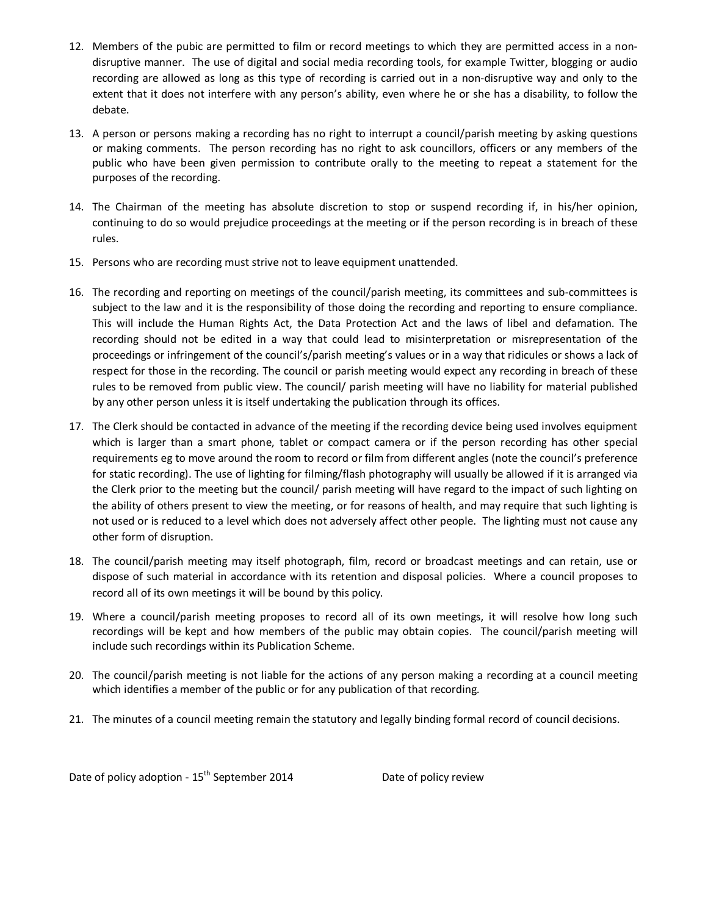12. Members of the pubic are permitted to film or record meetings to which they are permitted access in a non-disruptive manner. The use of digital and social media recording tools, for example Twitter, blogging or audio recording are allowed as long as this type of recording is carried out in a non-disruptive way and only to the extent that it does not interfere with any person's ability, even where he or she has a disability, to follow the debate.

13. A person or persons making a recording has no right to interrupt a council/parish meeting by asking questions or making comments. The person recording has no right to ask councillors, officers or any members of the public who have been given permission to contribute orally to the meeting to repeat a statement for the purposes of the recording.

14. The Chairman of the meeting has absolute discretion to stop or suspend recording if, in his/her opinion, continuing to do so would prejudice proceedings at the meeting or if the person recording is in breach of these rules.

15. Persons who are recording must strive not to leave equipment unattended.

16. The recording and reporting on meetings of the council/parish meeting, its committees and sub-committees is subject to the law and it is the responsibility of those doing the recording and reporting to ensure compliance. This will include the Human Rights Act, the Data Protection Act and the laws of libel and defamation. The recording should not be edited in a way that could lead to misinterpretation or misrepresentation of the proceedings or infringement of the council's/parish meeting's values or in a way that ridicules or shows a lack of respect for those in the recording. The council or parish meeting would expect any recording in breach of these rules to be removed from public view. The council/ parish meeting will have no liability for material published by any other person unless it is itself undertaking the publication through its offices.

17. The Clerk should be contacted in advance of the meeting if the recording device being used involves equipment which is larger than a smart phone, tablet or compact camera or if the person recording has other special requirements eg to move around the room to record or film from different angles (note the council's preference for static recording). The use of lighting for filming/flash photography will usually be allowed if it is arranged via the Clerk prior to the meeting but the council/ parish meeting will have regard to the impact of such lighting on the ability of others present to view the meeting, or for reasons of health, and may require that such lighting is not used or is reduced to a level which does not adversely affect other people. The lighting must not cause any other form of disruption.

18. The council/parish meeting may itself photograph, film, record or broadcast meetings and can retain, use or dispose of such material in accordance with its retention and disposal policies. Where a council proposes to record all of its own meetings it will be bound by this policy.

19. Where a council/parish meeting proposes to record all of its own meetings, it will resolve how long such recordings will be kept and how members of the public may obtain copies. The council/parish meeting will include such recordings within its Publication Scheme.

20. The council/parish meeting is not liable for the actions of any person making a recording at a council meeting which identifies a member of the public or for any publication of that recording.

21. The minutes of a council meeting remain the statutory and legally binding formal record of council decisions.

Date of policy adoption - 15th September 2014 Date of policy review